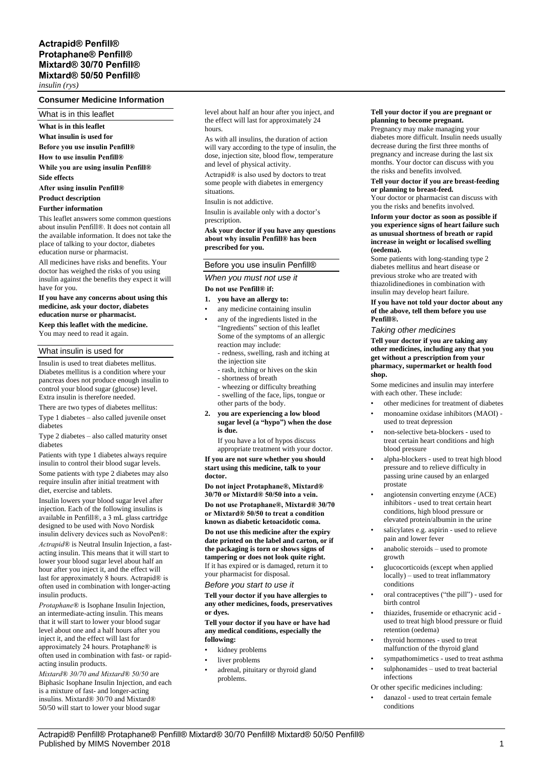# Actrapid® Penfill®
# Protaphane® Penfill®
# Mixtard® 30/70 Penfill®
# Mixtard® 50/50 Penfill®

*insulin (rys)*

## Consumer Medicine Information

### What is in this leaflet

**What is in this leaflet**

**What insulin is used for**

**Before you use insulin Penfill®**

**How to use insulin Penfill®**

**While you are using insulin Penfill®**

**Side effects**

**After using insulin Penfill®**

**Product description**

**Further information**

This leaflet answers some common questions about insulin Penfill®. It does not contain all the available information. It does not take the place of talking to your doctor, diabetes education nurse or pharmacist.

All medicines have risks and benefits. Your doctor has weighed the risks of you using insulin against the benefits they expect it will have for you.

**If you have any concerns about using this medicine, ask your doctor, diabetes education nurse or pharmacist.**

**Keep this leaflet with the medicine.**
You may need to read it again.

### What insulin is used for

Insulin is used to treat diabetes mellitus. Diabetes mellitus is a condition where your pancreas does not produce enough insulin to control your blood sugar (glucose) level. Extra insulin is therefore needed.

There are two types of diabetes mellitus:

Type 1 diabetes – also called juvenile onset diabetes

Type 2 diabetes – also called maturity onset diabetes

Patients with type 1 diabetes always require insulin to control their blood sugar levels.

Some patients with type 2 diabetes may also require insulin after initial treatment with diet, exercise and tablets.

Insulin lowers your blood sugar level after injection. Each of the following insulins is available in Penfill®, a 3 mL glass cartridge designed to be used with Novo Nordisk insulin delivery devices such as NovoPen®:

*Actrapid®* is Neutral Insulin Injection, a fast-acting insulin. This means that it will start to lower your blood sugar level about half an hour after you inject it, and the effect will last for approximately 8 hours. Actrapid® is often used in combination with longer-acting insulin products.

*Protaphane®* is Isophane Insulin Injection, an intermediate-acting insulin. This means that it will start to lower your blood sugar level about one and a half hours after you inject it, and the effect will last for approximately 24 hours. Protaphane® is often used in combination with fast- or rapid-acting insulin products.

*Mixtard® 30/70 and Mixtard® 50/50* are Biphasic Isophane Insulin Injection, and each is a mixture of fast- and longer-acting insulins. Mixtard® 30/70 and Mixtard® 50/50 will start to lower your blood sugar level about half an hour after you inject, and the effect will last for approximately 24 hours.

As with all insulins, the duration of action will vary according to the type of insulin, the dose, injection site, blood flow, temperature and level of physical activity.

Actrapid® is also used by doctors to treat some people with diabetes in emergency situations.

Insulin is not addictive.

Insulin is available only with a doctor's prescription.

**Ask your doctor if you have any questions about why insulin Penfill® has been prescribed for you.**

### Before you use insulin Penfill®

#### *When you must not use it*

**Do not use Penfill® if:**

1. **you have an allergy to:**
   - any medicine containing insulin
   - any of the ingredients listed in the "Ingredients" section of this leaflet
   Some of the symptoms of an allergic reaction may include:
   - redness, swelling, rash and itching at the injection site
   - rash, itching or hives on the skin
   - shortness of breath
   - wheezing or difficulty breathing
   - swelling of the face, lips, tongue or other parts of the body.
2. **you are experiencing a low blood sugar level (a "hypo") when the dose is due.**
   If you have a lot of hypos discuss appropriate treatment with your doctor.

**If you are not sure whether you should start using this medicine, talk to your doctor.**

**Do not inject Protaphane®, Mixtard® 30/70 or Mixtard® 50/50 into a vein.**

**Do not use Protaphane®, Mixtard® 30/70 or Mixtard® 50/50 to treat a condition known as diabetic ketoacidotic coma.**

**Do not use this medicine after the expiry date printed on the label and carton, or if the packaging is torn or shows signs of tampering or does not look quite right.** If it has expired or is damaged, return it to your pharmacist for disposal.

#### *Before you start to use it*

**Tell your doctor if you have allergies to any other medicines, foods, preservatives or dyes.**

**Tell your doctor if you have or have had any medical conditions, especially the following:**

- kidney problems
- liver problems
- adrenal, pituitary or thyroid gland problems.

**Tell your doctor if you are pregnant or planning to become pregnant.**

Pregnancy may make managing your diabetes more difficult. Insulin needs usually decrease during the first three months of pregnancy and increase during the last six months. Your doctor can discuss with you the risks and benefits involved.

**Tell your doctor if you are breast-feeding or planning to breast-feed.**

Your doctor or pharmacist can discuss with you the risks and benefits involved.

**Inform your doctor as soon as possible if you experience signs of heart failure such as unusual shortness of breath or rapid increase in weight or localised swelling (oedema).**

Some patients with long-standing type 2 diabetes mellitus and heart disease or previous stroke who are treated with thiazolidinediones in combination with insulin may develop heart failure.

**If you have not told your doctor about any of the above, tell them before you use Penfill®.**

#### *Taking other medicines*

**Tell your doctor if you are taking any other medicines, including any that you get without a prescription from your pharmacy, supermarket or health food shop.**

Some medicines and insulin may interfere with each other. These include:

- other medicines for treatment of diabetes
- monoamine oxidase inhibitors (MAOI) - used to treat depression
- non-selective beta-blockers - used to treat certain heart conditions and high blood pressure
- alpha-blockers - used to treat high blood pressure and to relieve difficulty in passing urine caused by an enlarged prostate
- angiotensin converting enzyme (ACE) inhibitors - used to treat certain heart conditions, high blood pressure or elevated protein/albumin in the urine
- salicylates e.g. aspirin - used to relieve pain and lower fever
- anabolic steroids – used to promote growth
- glucocorticoids (except when applied locally) – used to treat inflammatory conditions
- oral contraceptives ("the pill") - used for birth control
- thiazides, frusemide or ethacrynic acid - used to treat high blood pressure or fluid retention (oedema)
- thyroid hormones - used to treat malfunction of the thyroid gland
- sympathomimetics - used to treat asthma
- sulphonamides – used to treat bacterial infections

Or other specific medicines including:

- danazol - used to treat certain female conditions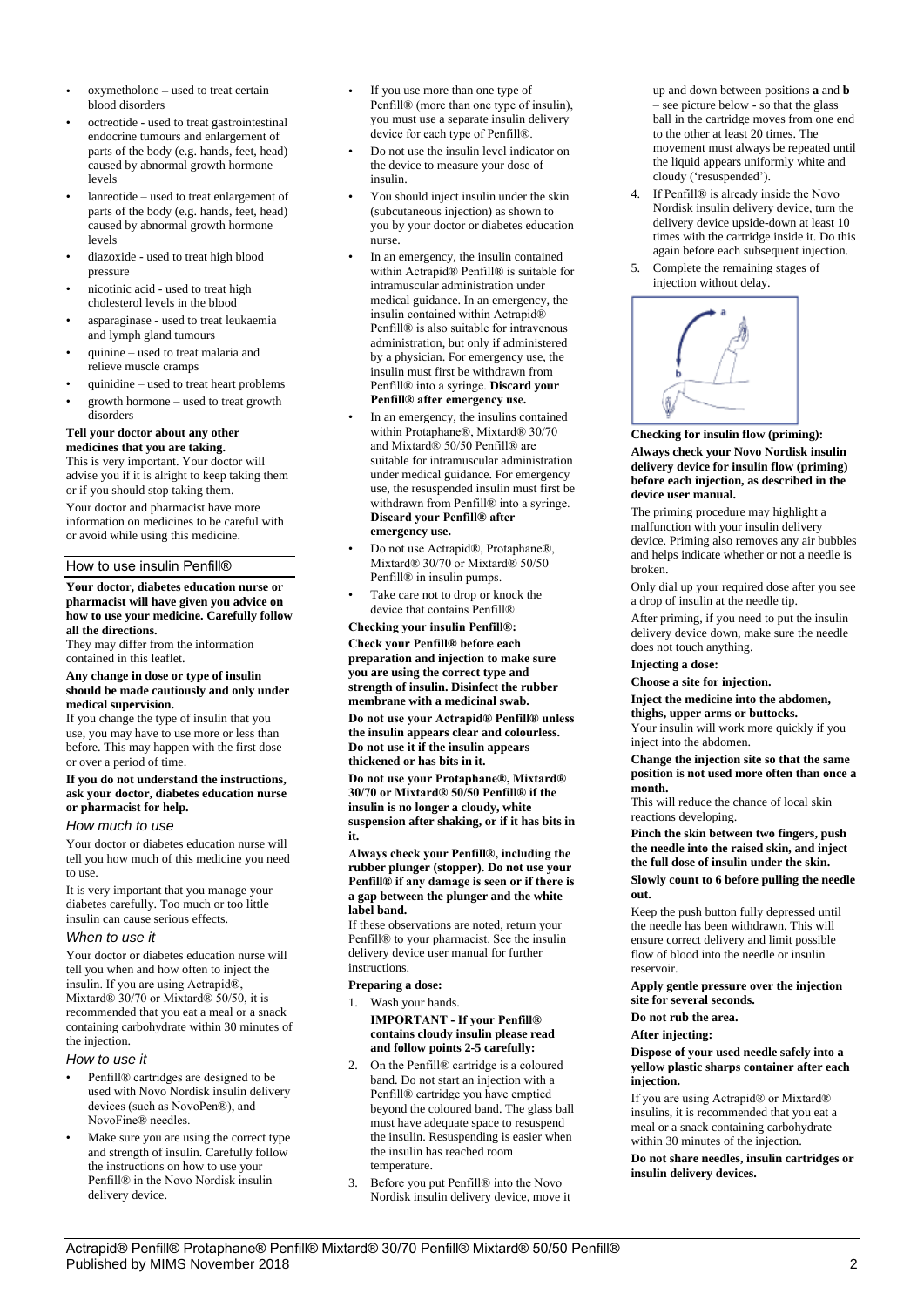- oxymetholone – used to treat certain blood disorders
- octreotide - used to treat gastrointestinal endocrine tumours and enlargement of parts of the body (e.g. hands, feet, head) caused by abnormal growth hormone levels
- lanreotide – used to treat enlargement of parts of the body (e.g. hands, feet, head) caused by abnormal growth hormone levels
- diazoxide - used to treat high blood pressure
- nicotinic acid - used to treat high cholesterol levels in the blood
- asparaginase - used to treat leukaemia and lymph gland tumours
- quinine – used to treat malaria and relieve muscle cramps
- quinidine – used to treat heart problems
- growth hormone – used to treat growth disorders

**Tell your doctor about any other medicines that you are taking.**

This is very important. Your doctor will advise you if it is alright to keep taking them or if you should stop taking them.

Your doctor and pharmacist have more information on medicines to be careful with or avoid while using this medicine.

## How to use insulin Penfill®

**Your doctor, diabetes education nurse or pharmacist will have given you advice on how to use your medicine. Carefully follow all the directions.**

They may differ from the information contained in this leaflet.

**Any change in dose or type of insulin should be made cautiously and only under medical supervision.**

If you change the type of insulin that you use, you may have to use more or less than before. This may happen with the first dose or over a period of time.

**If you do not understand the instructions, ask your doctor, diabetes education nurse or pharmacist for help.**

### *How much to use*

Your doctor or diabetes education nurse will tell you how much of this medicine you need to use.

It is very important that you manage your diabetes carefully. Too much or too little insulin can cause serious effects.

### *When to use it*

Your doctor or diabetes education nurse will tell you when and how often to inject the insulin. If you are using Actrapid®, Mixtard® 30/70 or Mixtard® 50/50, it is recommended that you eat a meal or a snack containing carbohydrate within 30 minutes of the injection.

### *How to use it*

- Penfill® cartridges are designed to be used with Novo Nordisk insulin delivery devices (such as NovoPen®), and NovoFine® needles.
- Make sure you are using the correct type and strength of insulin. Carefully follow the instructions on how to use your Penfill® in the Novo Nordisk insulin delivery device.
- If you use more than one type of Penfill® (more than one type of insulin), you must use a separate insulin delivery device for each type of Penfill®.
- Do not use the insulin level indicator on the device to measure your dose of insulin.
- You should inject insulin under the skin (subcutaneous injection) as shown to you by your doctor or diabetes education nurse.
- In an emergency, the insulin contained within Actrapid® Penfill® is suitable for intramuscular administration under medical guidance. In an emergency, the insulin contained within Actrapid® Penfill® is also suitable for intravenous administration, but only if administered by a physician. For emergency use, the insulin must first be withdrawn from Penfill® into a syringe. **Discard your Penfill® after emergency use.**
- In an emergency, the insulins contained within Protaphane®, Mixtard® 30/70 and Mixtard® 50/50 Penfill® are suitable for intramuscular administration under medical guidance. For emergency use, the resuspended insulin must first be withdrawn from Penfill® into a syringe. **Discard your Penfill® after emergency use.**
- Do not use Actrapid®, Protaphane®, Mixtard® 30/70 or Mixtard® 50/50 Penfill® in insulin pumps.
- Take care not to drop or knock the device that contains Penfill®.

**Checking your insulin Penfill®:**

**Check your Penfill® before each preparation and injection to make sure you are using the correct type and strength of insulin. Disinfect the rubber membrane with a medicinal swab.**

**Do not use your Actrapid® Penfill® unless the insulin appears clear and colourless. Do not use it if the insulin appears thickened or has bits in it.**

**Do not use your Protaphane®, Mixtard® 30/70 or Mixtard® 50/50 Penfill® if the insulin is no longer a cloudy, white suspension after shaking, or if it has bits in it.**

**Always check your Penfill®, including the rubber plunger (stopper). Do not use your Penfill® if any damage is seen or if there is a gap between the plunger and the white label band.**

If these observations are noted, return your Penfill® to your pharmacist. See the insulin delivery device user manual for further instructions.

**Preparing a dose:**

1. Wash your hands.

   **IMPORTANT - If your Penfill® contains cloudy insulin please read and follow points 2-5 carefully:**

2. On the Penfill® cartridge is a coloured band. Do not start an injection with a Penfill® cartridge you have emptied beyond the coloured band. The glass ball must have adequate space to resuspend the insulin. Resuspending is easier when the insulin has reached room temperature.
3. Before you put Penfill® into the Novo Nordisk insulin delivery device, move it up and down between positions **a** and **b** – see picture below - so that the glass ball in the cartridge moves from one end to the other at least 20 times. The movement must always be repeated until the liquid appears uniformly white and cloudy ('resuspended').
4. If Penfill® is already inside the Novo Nordisk insulin delivery device, turn the delivery device upside-down at least 10 times with the cartridge inside it. Do this again before each subsequent injection.
5. Complete the remaining stages of injection without delay.

**Checking for insulin flow (priming):**

**Always check your Novo Nordisk insulin delivery device for insulin flow (priming) before each injection, as described in the device user manual.**

The priming procedure may highlight a malfunction with your insulin delivery device. Priming also removes any air bubbles and helps indicate whether or not a needle is broken.

Only dial up your required dose after you see a drop of insulin at the needle tip.

After priming, if you need to put the insulin delivery device down, make sure the needle does not touch anything.

**Injecting a dose:**

**Choose a site for injection.**

**Inject the medicine into the abdomen, thighs, upper arms or buttocks.**

Your insulin will work more quickly if you inject into the abdomen.

**Change the injection site so that the same position is not used more often than once a month.**

This will reduce the chance of local skin reactions developing.

**Pinch the skin between two fingers, push the needle into the raised skin, and inject the full dose of insulin under the skin.**

**Slowly count to 6 before pulling the needle out.**

Keep the push button fully depressed until the needle has been withdrawn. This will ensure correct delivery and limit possible flow of blood into the needle or insulin reservoir.

**Apply gentle pressure over the injection site for several seconds.**

**Do not rub the area.**

**After injecting:**

**Dispose of your used needle safely into a yellow plastic sharps container after each injection.**

If you are using Actrapid® or Mixtard® insulins, it is recommended that you eat a meal or a snack containing carbohydrate within 30 minutes of the injection.

**Do not share needles, insulin cartridges or insulin delivery devices.**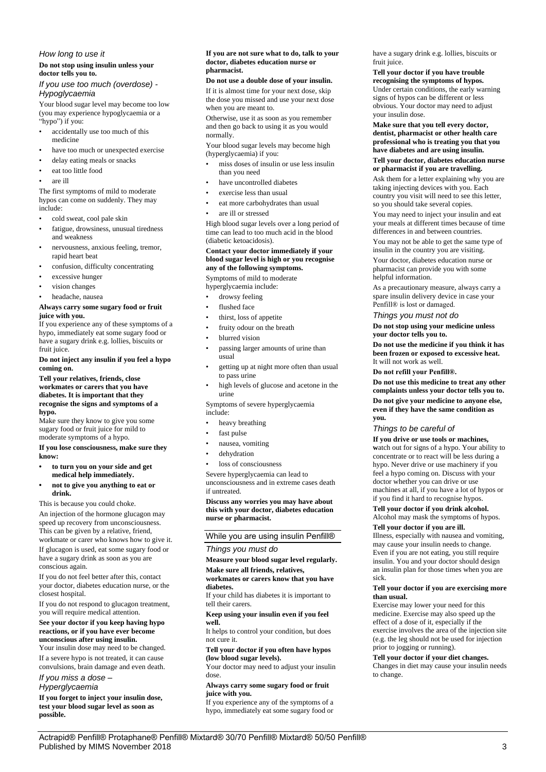### How long to use it

**Do not stop using insulin unless your doctor tells you to.**

### If you use too much (overdose) - Hypoglycaemia

Your blood sugar level may become too low (you may experience hypoglycaemia or a "hypo") if you:

- accidentally use too much of this medicine
- have too much or unexpected exercise
- delay eating meals or snacks
- eat too little food
- are ill

The first symptoms of mild to moderate hypos can come on suddenly. They may include:

- cold sweat, cool pale skin
- fatigue, drowsiness, unusual tiredness and weakness
- nervousness, anxious feeling, tremor, rapid heart beat
- confusion, difficulty concentrating
- excessive hunger
- vision changes
- headache, nausea

**Always carry some sugary food or fruit juice with you.**

If you experience any of these symptoms of a hypo, immediately eat some sugary food or have a sugary drink e.g. lollies, biscuits or fruit juice.

**Do not inject any insulin if you feel a hypo coming on.**

**Tell your relatives, friends, close workmates or carers that you have diabetes. It is important that they recognise the signs and symptoms of a hypo.**

Make sure they know to give you some sugary food or fruit juice for mild to moderate symptoms of a hypo.

**If you lose consciousness, make sure they know:**

- **to turn you on your side and get medical help immediately.**
- **not to give you anything to eat or drink.**

This is because you could choke.

An injection of the hormone glucagon may speed up recovery from unconsciousness. This can be given by a relative, friend, workmate or carer who knows how to give it.

If glucagon is used, eat some sugary food or have a sugary drink as soon as you are conscious again.

If you do not feel better after this, contact your doctor, diabetes education nurse, or the closest hospital.

If you do not respond to glucagon treatment, you will require medical attention.

**See your doctor if you keep having hypo reactions, or if you have ever become unconscious after using insulin.**

Your insulin dose may need to be changed.

If a severe hypo is not treated, it can cause convulsions, brain damage and even death.

### If you miss a dose – Hyperglycaemia

**If you forget to inject your insulin dose, test your blood sugar level as soon as possible.**

**If you are not sure what to do, talk to your doctor, diabetes education nurse or pharmacist.**

**Do not use a double dose of your insulin.**

If it is almost time for your next dose, skip the dose you missed and use your next dose when you are meant to.

Otherwise, use it as soon as you remember and then go back to using it as you would normally.

Your blood sugar levels may become high (hyperglycaemia) if you:

- miss doses of insulin or use less insulin than you need
- have uncontrolled diabetes
- exercise less than usual
- eat more carbohydrates than usual
- are ill or stressed

High blood sugar levels over a long period of time can lead to too much acid in the blood (diabetic ketoacidosis).

**Contact your doctor immediately if your blood sugar level is high or you recognise any of the following symptoms.**

Symptoms of mild to moderate hyperglycaemia include:

- drowsy feeling
- flushed face
- thirst, loss of appetite
- fruity odour on the breath
- blurred vision
- passing larger amounts of urine than usual
- getting up at night more often than usual to pass urine
- high levels of glucose and acetone in the urine

Symptoms of severe hyperglycaemia include:

- heavy breathing
- fast pulse
- nausea, vomiting
- dehydration
- loss of consciousness

Severe hyperglycaemia can lead to unconsciousness and in extreme cases death if untreated.

**Discuss any worries you may have about this with your doctor, diabetes education nurse or pharmacist.**

## While you are using insulin Penfill®

### Things you must do

**Measure your blood sugar level regularly.**

**Make sure all friends, relatives, workmates or carers know that you have diabetes.**

If your child has diabetes it is important to tell their carers.

**Keep using your insulin even if you feel well.**

It helps to control your condition, but does not cure it.

**Tell your doctor if you often have hypos (low blood sugar levels).**

Your doctor may need to adjust your insulin dose.

**Always carry some sugary food or fruit juice with you.**

If you experience any of the symptoms of a hypo, immediately eat some sugary food or have a sugary drink e.g. lollies, biscuits or fruit juice.

**Tell your doctor if you have trouble recognising the symptoms of hypos.**

Under certain conditions, the early warning signs of hypos can be different or less obvious. Your doctor may need to adjust your insulin dose.

**Make sure that you tell every doctor, dentist, pharmacist or other health care professional who is treating you that you have diabetes and are using insulin.**

**Tell your doctor, diabetes education nurse or pharmacist if you are travelling.**

Ask them for a letter explaining why you are taking injecting devices with you. Each country you visit will need to see this letter, so you should take several copies.

You may need to inject your insulin and eat your meals at different times because of time differences in and between countries.

You may not be able to get the same type of insulin in the country you are visiting.

Your doctor, diabetes education nurse or pharmacist can provide you with some helpful information.

As a precautionary measure, always carry a spare insulin delivery device in case your Penfill® is lost or damaged.

### Things you must not do

**Do not stop using your medicine unless your doctor tells you to.**

**Do not use the medicine if you think it has been frozen or exposed to excessive heat.** It will not work as well.

**Do not refill your Penfill®.**

**Do not use this medicine to treat any other complaints unless your doctor tells you to.**

**Do not give your medicine to anyone else, even if they have the same condition as you.**

### Things to be careful of

**If you drive or use tools or machines, w**atch out for signs of a hypo. Your ability to concentrate or to react will be less during a hypo. Never drive or use machinery if you feel a hypo coming on. Discuss with your doctor whether you can drive or use machines at all, if you have a lot of hypos or if you find it hard to recognise hypos.

**Tell your doctor if you drink alcohol.**

Alcohol may mask the symptoms of hypos.

**Tell your doctor if you are ill.**

Illness, especially with nausea and vomiting, may cause your insulin needs to change. Even if you are not eating, you still require insulin. You and your doctor should design an insulin plan for those times when you are sick.

**Tell your doctor if you are exercising more than usual.**

Exercise may lower your need for this medicine. Exercise may also speed up the effect of a dose of it, especially if the exercise involves the area of the injection site (e.g. the leg should not be used for injection prior to jogging or running).

**Tell your doctor if your diet changes.**

Changes in diet may cause your insulin needs to change.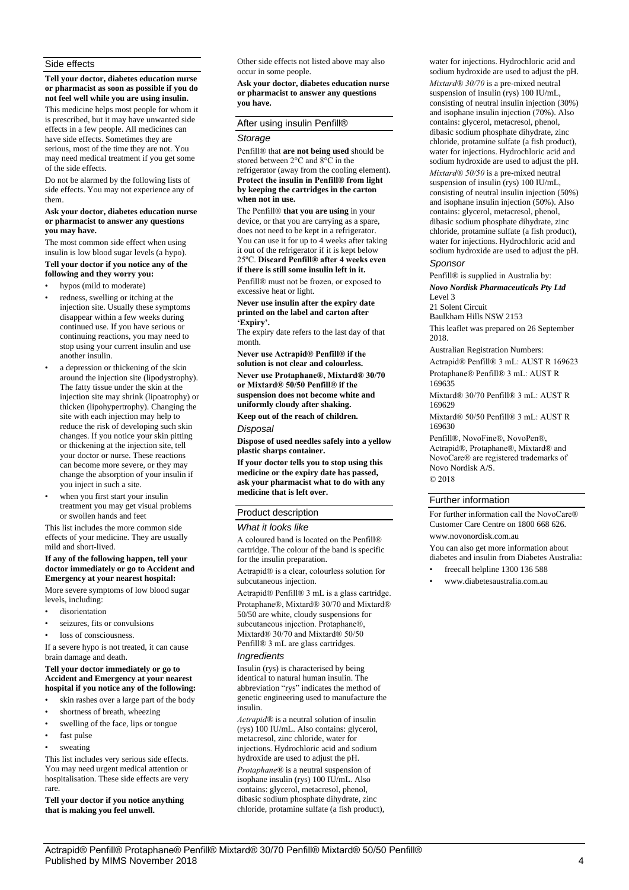## Side effects

**Tell your doctor, diabetes education nurse or pharmacist as soon as possible if you do not feel well while you are using insulin.**

This medicine helps most people for whom it is prescribed, but it may have unwanted side effects in a few people. All medicines can have side effects. Sometimes they are serious, most of the time they are not. You may need medical treatment if you get some of the side effects.

Do not be alarmed by the following lists of side effects. You may not experience any of them.

**Ask your doctor, diabetes education nurse or pharmacist to answer any questions you may have.**

The most common side effect when using insulin is low blood sugar levels (a hypo).

**Tell your doctor if you notice any of the following and they worry you:**

- hypos (mild to moderate)
- redness, swelling or itching at the injection site. Usually these symptoms disappear within a few weeks during continued use. If you have serious or continuing reactions, you may need to stop using your current insulin and use another insulin.
- a depression or thickening of the skin around the injection site (lipodystrophy). The fatty tissue under the skin at the injection site may shrink (lipoatrophy) or thicken (lipohypertrophy). Changing the site with each injection may help to reduce the risk of developing such skin changes. If you notice your skin pitting or thickening at the injection site, tell your doctor or nurse. These reactions can become more severe, or they may change the absorption of your insulin if you inject in such a site.
- when you first start your insulin treatment you may get visual problems or swollen hands and feet

This list includes the more common side effects of your medicine. They are usually mild and short-lived.

**If any of the following happen, tell your doctor immediately or go to Accident and Emergency at your nearest hospital:**

More severe symptoms of low blood sugar levels, including:

- disorientation
- seizures, fits or convulsions
- loss of consciousness.

If a severe hypo is not treated, it can cause brain damage and death.

**Tell your doctor immediately or go to Accident and Emergency at your nearest hospital if you notice any of the following:**

- skin rashes over a large part of the body
- shortness of breath, wheezing
- swelling of the face, lips or tongue
- fast pulse
- sweating

This list includes very serious side effects. You may need urgent medical attention or hospitalisation. These side effects are very rare.

**Tell your doctor if you notice anything that is making you feel unwell.**

Other side effects not listed above may also occur in some people.

**Ask your doctor, diabetes education nurse or pharmacist to answer any questions you have.**

## After using insulin Penfill®

### *Storage*

Penfill® that **are not being used** should be stored between 2°C and 8°C in the refrigerator (away from the cooling element). **Protect the insulin in Penfill® from light by keeping the cartridges in the carton when not in use.**

The Penfill® **that you are using** in your device, or that you are carrying as a spare, does not need to be kept in a refrigerator. You can use it for up to 4 weeks after taking it out of the refrigerator if it is kept below 25ºC. **Discard Penfill® after 4 weeks even if there is still some insulin left in it.**

Penfill® must not be frozen, or exposed to excessive heat or light.

**Never use insulin after the expiry date printed on the label and carton after 'Expiry'.**

The expiry date refers to the last day of that month.

**Never use Actrapid® Penfill® if the solution is not clear and colourless.**

**Never use Protaphane®, Mixtard® 30/70 or Mixtard® 50/50 Penfill® if the suspension does not become white and uniformly cloudy after shaking.**

**Keep out of the reach of children.**

### *Disposal*

**Dispose of used needles safely into a yellow plastic sharps container.**

**If your doctor tells you to stop using this medicine or the expiry date has passed, ask your pharmacist what to do with any medicine that is left over.**

## Product description

### *What it looks like*

A coloured band is located on the Penfill® cartridge. The colour of the band is specific for the insulin preparation.

Actrapid® is a clear, colourless solution for subcutaneous injection.

Actrapid® Penfill® 3 mL is a glass cartridge.

Protaphane®, Mixtard® 30/70 and Mixtard® 50/50 are white, cloudy suspensions for subcutaneous injection. Protaphane®, Mixtard® 30/70 and Mixtard® 50/50 Penfill® 3 mL are glass cartridges.

### *Ingredients*

Insulin (rys) is characterised by being identical to natural human insulin. The abbreviation "rys" indicates the method of genetic engineering used to manufacture the insulin.

*Actrapid®* is a neutral solution of insulin (rys) 100 IU/mL. Also contains: glycerol, metacresol, zinc chloride, water for injections. Hydrochloric acid and sodium hydroxide are used to adjust the pH.

*Protaphane®* is a neutral suspension of isophane insulin (rys) 100 IU/mL. Also contains: glycerol, metacresol, phenol, dibasic sodium phosphate dihydrate, zinc chloride, protamine sulfate (a fish product), water for injections. Hydrochloric acid and sodium hydroxide are used to adjust the pH.

*Mixtard® 30/70* is a pre-mixed neutral suspension of insulin (rys) 100 IU/mL, consisting of neutral insulin injection (30%) and isophane insulin injection (70%). Also contains: glycerol, metacresol, phenol, dibasic sodium phosphate dihydrate, zinc chloride, protamine sulfate (a fish product), water for injections. Hydrochloric acid and sodium hydroxide are used to adjust the pH.

*Mixtard® 50/50* is a pre-mixed neutral suspension of insulin (rys) 100 IU/mL, consisting of neutral insulin injection (50%) and isophane insulin injection (50%). Also contains: glycerol, metacresol, phenol, dibasic sodium phosphate dihydrate, zinc chloride, protamine sulfate (a fish product), water for injections. Hydrochloric acid and sodium hydroxide are used to adjust the pH.

### *Sponsor*

Penfill® is supplied in Australia by:

***Novo Nordisk Pharmaceuticals Pty Ltd***
Level 3
21 Solent Circuit
Baulkham Hills NSW 2153

This leaflet was prepared on 26 September 2018.

Australian Registration Numbers:

Actrapid® Penfill® 3 mL: AUST R 169623

Protaphane® Penfill® 3 mL: AUST R 169635

Mixtard® 30/70 Penfill® 3 mL: AUST R 169629

Mixtard® 50/50 Penfill® 3 mL: AUST R 169630

Penfill®, NovoFine®, NovoPen®, Actrapid®, Protaphane®, Mixtard® and NovoCare® are registered trademarks of Novo Nordisk A/S.

© 2018

## Further information

For further information call the NovoCare® Customer Care Centre on 1800 668 626.

www.novonordisk.com.au

You can also get more information about diabetes and insulin from Diabetes Australia:

- freecall helpline 1300 136 588
- www.diabetesaustralia.com.au